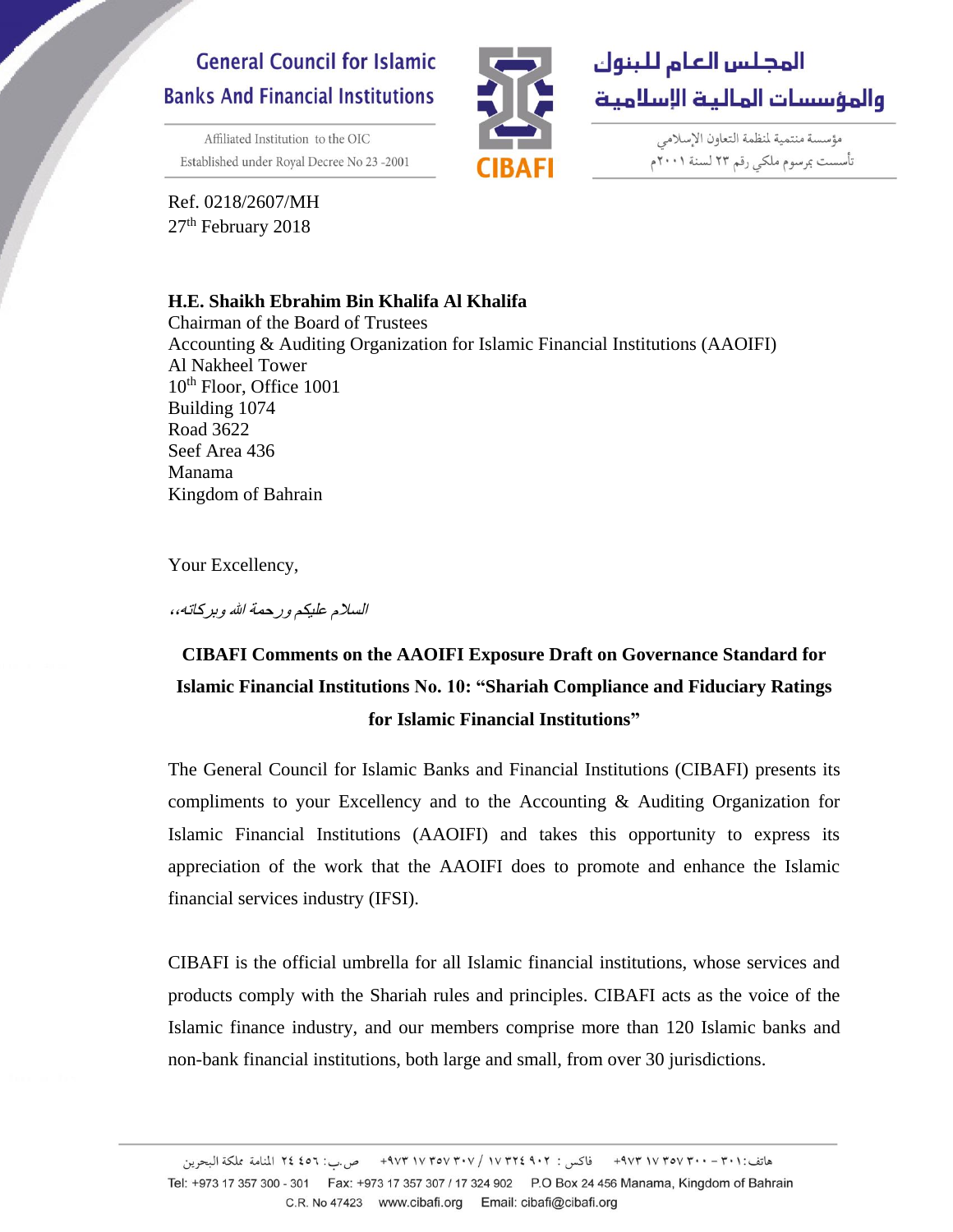General Council for Islamic Banks And Financial Institutions

Affiliated Institution to the OIC
Established under Royal Decree No 23 -2001

المجلس العام للبنوك والمؤسسات المالية الإسلامية

مؤسسة منتمية لمنظمة التعاون الإسلامي
تأسست بمرسوم ملكي رقم ٢٣ لسنة ٢٠٠١م

CIBAFI

Ref. 0218/2607/MH
27th February 2018

**H.E. Shaikh Ebrahim Bin Khalifa Al Khalifa**
Chairman of the Board of Trustees
Accounting & Auditing Organization for Islamic Financial Institutions (AAOIFI)
Al Nakheel Tower
10th Floor, Office 1001
Building 1074
Road 3622
Seef Area 436
Manama
Kingdom of Bahrain

Your Excellency,

*السلام عليكم ورحمة الله وبركاته،،*

**CIBAFI Comments on the AAOIFI Exposure Draft on Governance Standard for Islamic Financial Institutions No. 10: "Shariah Compliance and Fiduciary Ratings for Islamic Financial Institutions"**

The General Council for Islamic Banks and Financial Institutions (CIBAFI) presents its compliments to your Excellency and to the Accounting & Auditing Organization for Islamic Financial Institutions (AAOIFI) and takes this opportunity to express its appreciation of the work that the AAOIFI does to promote and enhance the Islamic financial services industry (IFSI).

CIBAFI is the official umbrella for all Islamic financial institutions, whose services and products comply with the Shariah rules and principles. CIBAFI acts as the voice of the Islamic finance industry, and our members comprise more than 120 Islamic banks and non-bank financial institutions, both large and small, from over 30 jurisdictions.

هاتف: ٣٠١ - ٣٠٠ ٣٥٧ ١٧ ٩٧٣+ فاكس: ٩٠٢ ٣٢٤ ١٧ / ٣٠٧ ٣٥٧ ١٧ ٩٧٣+ ص.ب: ٤٥٦ ٢٤ المنامة مملكة البحرين
Tel: +973 17 357 300 - 301 Fax: +973 17 357 307 / 17 324 902 P.O Box 24 456 Manama, Kingdom of Bahrain
C.R. No 47423 www.cibafi.org Email: cibafi@cibafi.org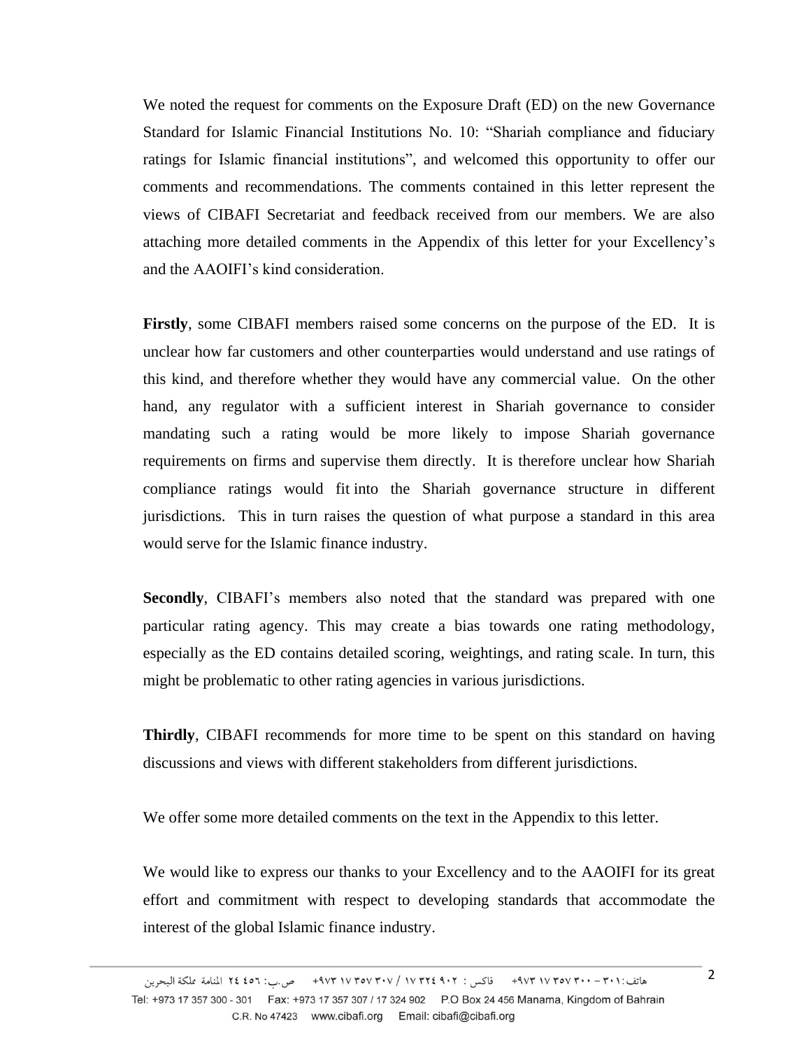We noted the request for comments on the Exposure Draft (ED) on the new Governance Standard for Islamic Financial Institutions No. 10: "Shariah compliance and fiduciary ratings for Islamic financial institutions", and welcomed this opportunity to offer our comments and recommendations. The comments contained in this letter represent the views of CIBAFI Secretariat and feedback received from our members. We are also attaching more detailed comments in the Appendix of this letter for your Excellency's and the AAOIFI's kind consideration.

**Firstly**, some CIBAFI members raised some concerns on the purpose of the ED. It is unclear how far customers and other counterparties would understand and use ratings of this kind, and therefore whether they would have any commercial value. On the other hand, any regulator with a sufficient interest in Shariah governance to consider mandating such a rating would be more likely to impose Shariah governance requirements on firms and supervise them directly. It is therefore unclear how Shariah compliance ratings would fit into the Shariah governance structure in different jurisdictions. This in turn raises the question of what purpose a standard in this area would serve for the Islamic finance industry.

**Secondly**, CIBAFI's members also noted that the standard was prepared with one particular rating agency. This may create a bias towards one rating methodology, especially as the ED contains detailed scoring, weightings, and rating scale. In turn, this might be problematic to other rating agencies in various jurisdictions.

**Thirdly**, CIBAFI recommends for more time to be spent on this standard on having discussions and views with different stakeholders from different jurisdictions.

We offer some more detailed comments on the text in the Appendix to this letter.

We would like to express our thanks to your Excellency and to the AAOIFI for its great effort and commitment with respect to developing standards that accommodate the interest of the global Islamic finance industry.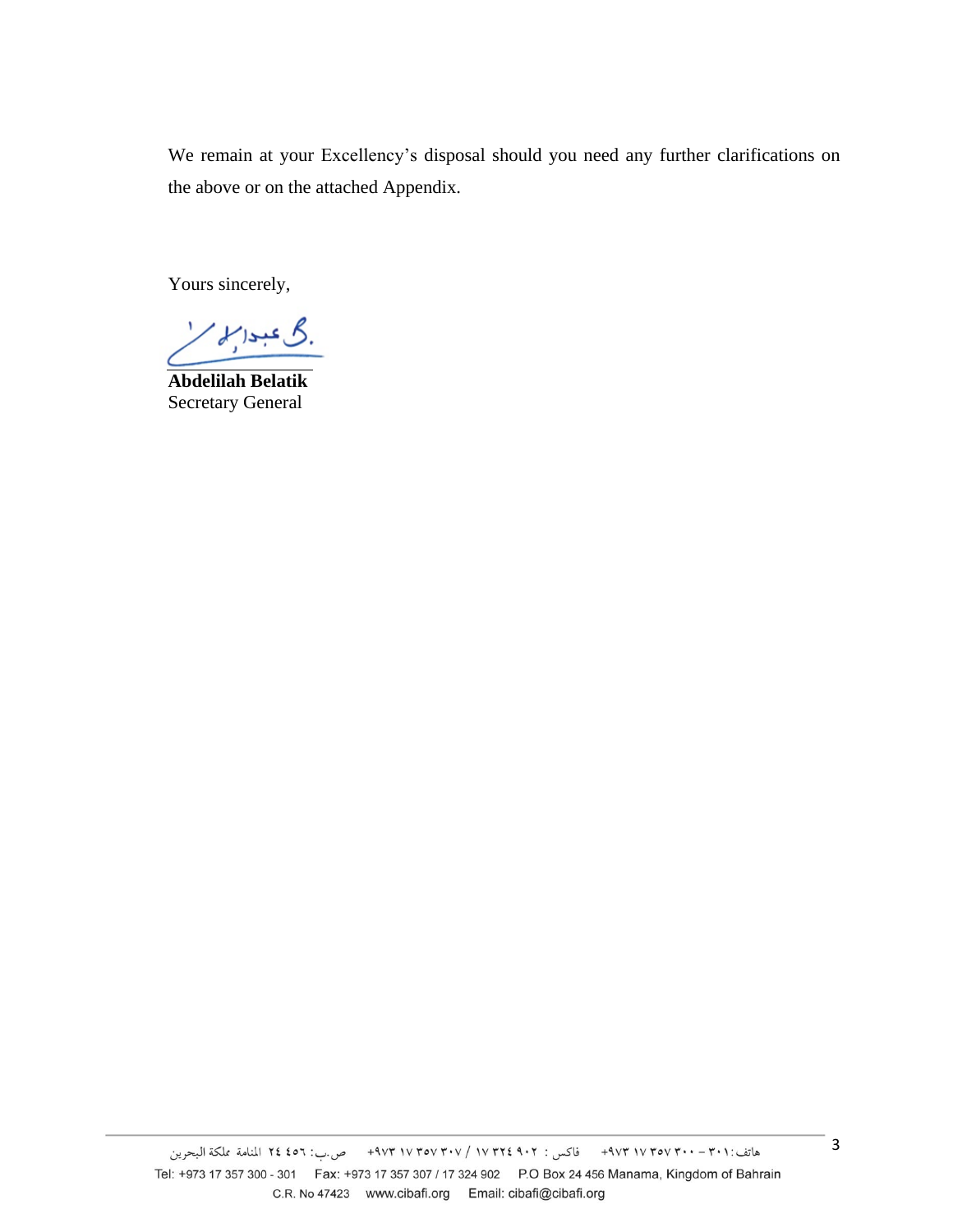We remain at your Excellency's disposal should you need any further clarifications on the above or on the attached Appendix.

Yours sincerely,

**Abdelilah Belatik**
Secretary General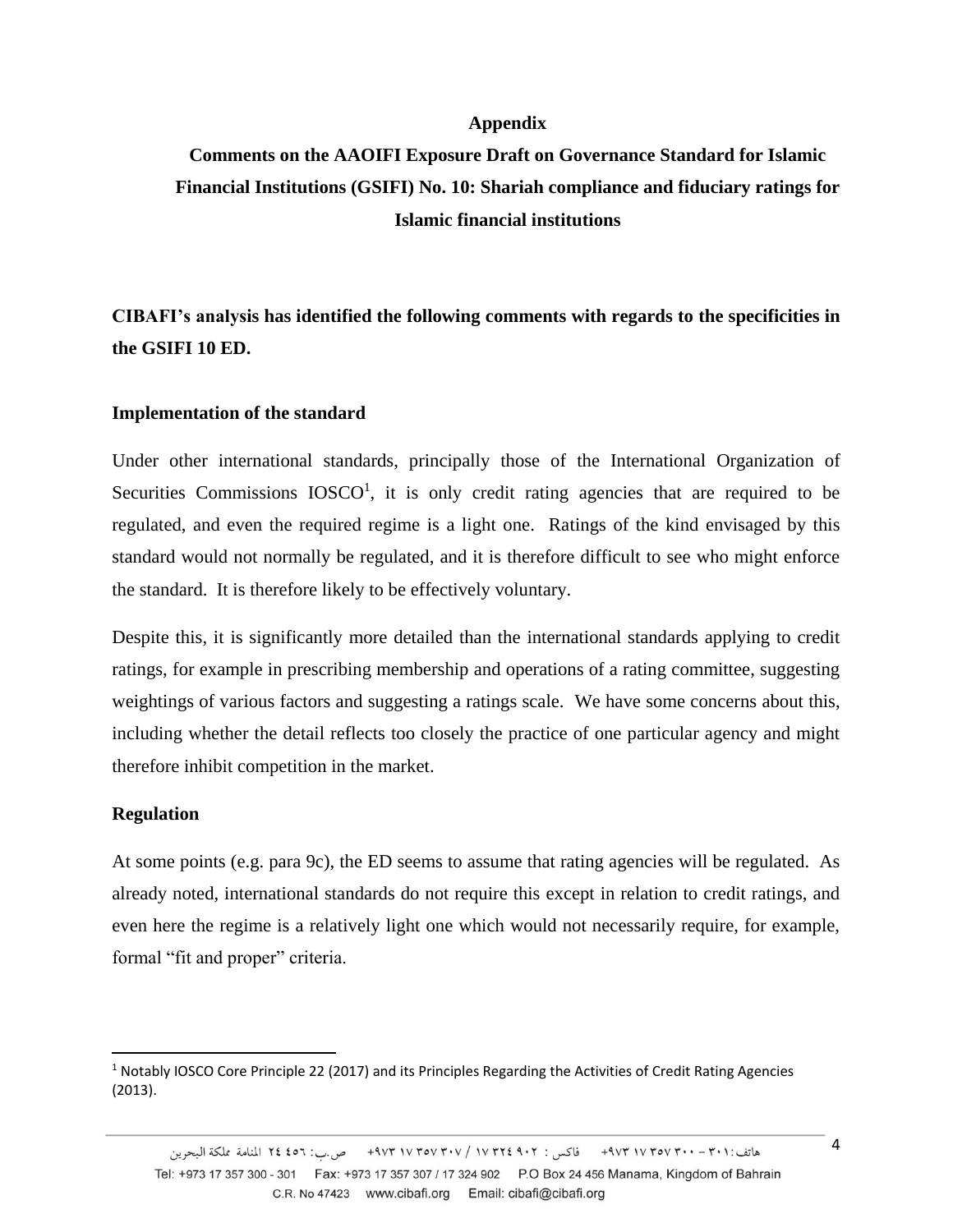# Appendix

## Comments on the AAOIFI Exposure Draft on Governance Standard for Islamic Financial Institutions (GSIFI) No. 10: Shariah compliance and fiduciary ratings for Islamic financial institutions

**CIBAFI's analysis has identified the following comments with regards to the specificities in the GSIFI 10 ED.**

### Implementation of the standard

Under other international standards, principally those of the International Organization of Securities Commissions IOSCO[1], it is only credit rating agencies that are required to be regulated, and even the required regime is a light one. Ratings of the kind envisaged by this standard would not normally be regulated, and it is therefore difficult to see who might enforce the standard. It is therefore likely to be effectively voluntary.

Despite this, it is significantly more detailed than the international standards applying to credit ratings, for example in prescribing membership and operations of a rating committee, suggesting weightings of various factors and suggesting a ratings scale. We have some concerns about this, including whether the detail reflects too closely the practice of one particular agency and might therefore inhibit competition in the market.

### Regulation

At some points (e.g. para 9c), the ED seems to assume that rating agencies will be regulated. As already noted, international standards do not require this except in relation to credit ratings, and even here the regime is a relatively light one which would not necessarily require, for example, formal "fit and proper" criteria.

---

[1] Notably IOSCO Core Principle 22 (2017) and its Principles Regarding the Activities of Credit Rating Agencies (2013).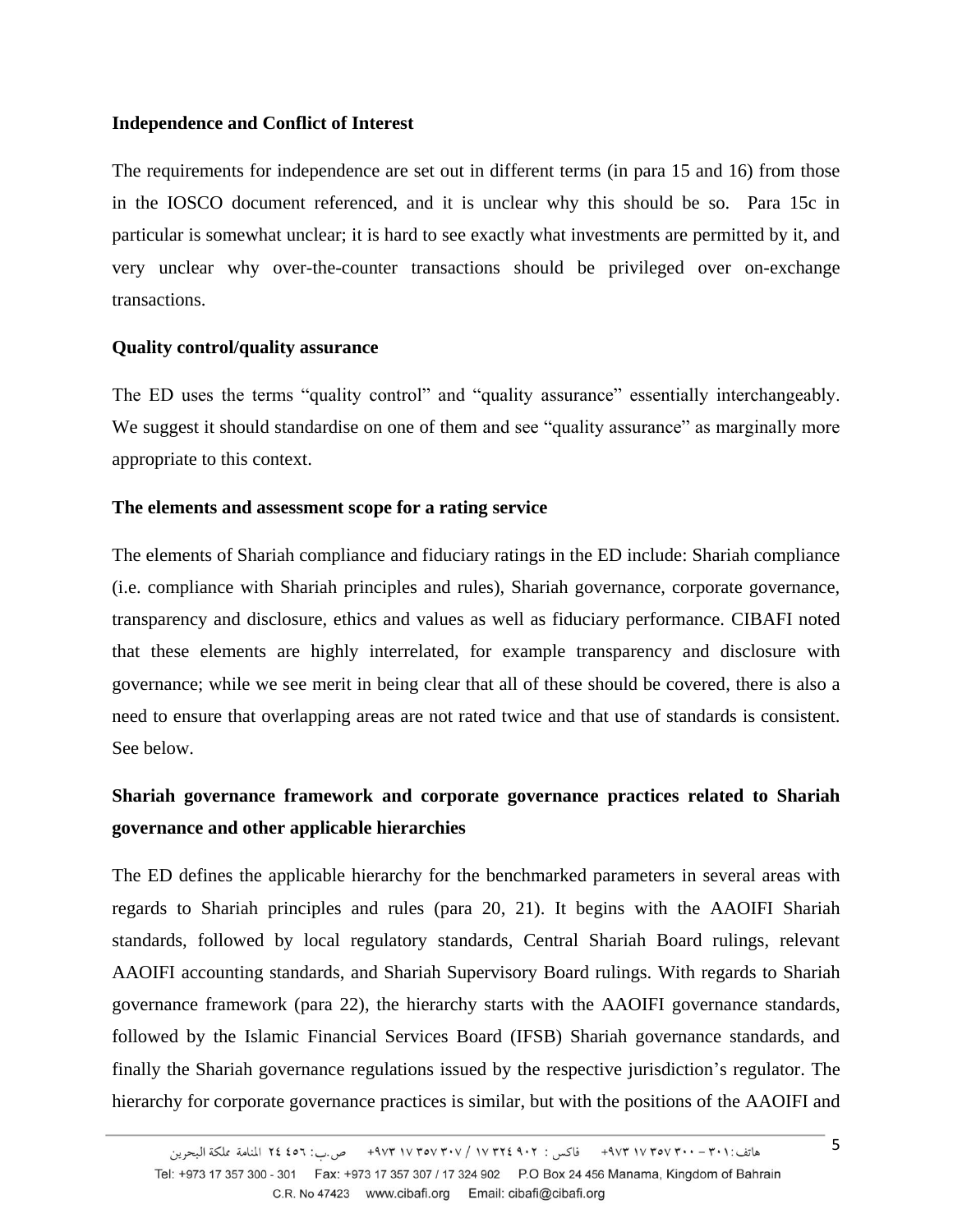**Independence and Conflict of Interest**

The requirements for independence are set out in different terms (in para 15 and 16) from those in the IOSCO document referenced, and it is unclear why this should be so. Para 15c in particular is somewhat unclear; it is hard to see exactly what investments are permitted by it, and very unclear why over-the-counter transactions should be privileged over on-exchange transactions.

**Quality control/quality assurance**

The ED uses the terms "quality control" and "quality assurance" essentially interchangeably. We suggest it should standardise on one of them and see "quality assurance" as marginally more appropriate to this context.

**The elements and assessment scope for a rating service**

The elements of Shariah compliance and fiduciary ratings in the ED include: Shariah compliance (i.e. compliance with Shariah principles and rules), Shariah governance, corporate governance, transparency and disclosure, ethics and values as well as fiduciary performance. CIBAFI noted that these elements are highly interrelated, for example transparency and disclosure with governance; while we see merit in being clear that all of these should be covered, there is also a need to ensure that overlapping areas are not rated twice and that use of standards is consistent. See below.

**Shariah governance framework and corporate governance practices related to Shariah governance and other applicable hierarchies**

The ED defines the applicable hierarchy for the benchmarked parameters in several areas with regards to Shariah principles and rules (para 20, 21). It begins with the AAOIFI Shariah standards, followed by local regulatory standards, Central Shariah Board rulings, relevant AAOIFI accounting standards, and Shariah Supervisory Board rulings. With regards to Shariah governance framework (para 22), the hierarchy starts with the AAOIFI governance standards, followed by the Islamic Financial Services Board (IFSB) Shariah governance standards, and finally the Shariah governance regulations issued by the respective jurisdiction's regulator. The hierarchy for corporate governance practices is similar, but with the positions of the AAOIFI and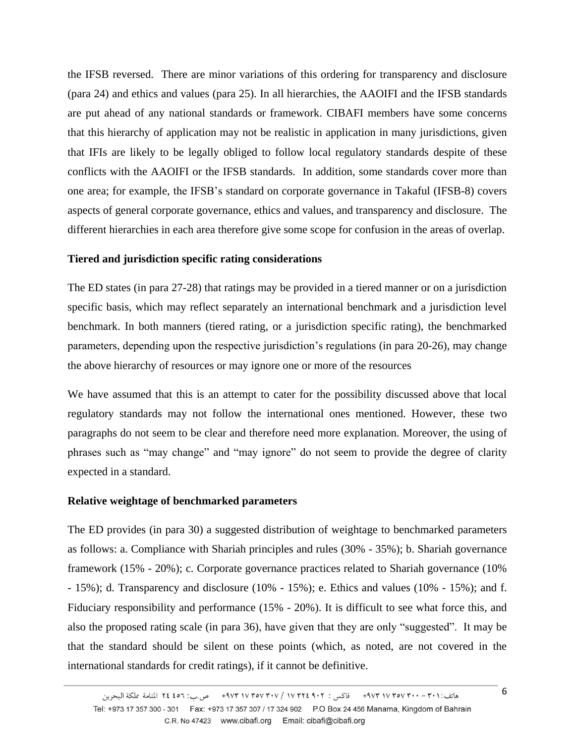the IFSB reversed. There are minor variations of this ordering for transparency and disclosure (para 24) and ethics and values (para 25). In all hierarchies, the AAOIFI and the IFSB standards are put ahead of any national standards or framework. CIBAFI members have some concerns that this hierarchy of application may not be realistic in application in many jurisdictions, given that IFIs are likely to be legally obliged to follow local regulatory standards despite of these conflicts with the AAOIFI or the IFSB standards. In addition, some standards cover more than one area; for example, the IFSB's standard on corporate governance in Takaful (IFSB-8) covers aspects of general corporate governance, ethics and values, and transparency and disclosure. The different hierarchies in each area therefore give some scope for confusion in the areas of overlap.

**Tiered and jurisdiction specific rating considerations**

The ED states (in para 27-28) that ratings may be provided in a tiered manner or on a jurisdiction specific basis, which may reflect separately an international benchmark and a jurisdiction level benchmark. In both manners (tiered rating, or a jurisdiction specific rating), the benchmarked parameters, depending upon the respective jurisdiction's regulations (in para 20-26), may change the above hierarchy of resources or may ignore one or more of the resources

We have assumed that this is an attempt to cater for the possibility discussed above that local regulatory standards may not follow the international ones mentioned. However, these two paragraphs do not seem to be clear and therefore need more explanation. Moreover, the using of phrases such as "may change" and "may ignore" do not seem to provide the degree of clarity expected in a standard.

**Relative weightage of benchmarked parameters**

The ED provides (in para 30) a suggested distribution of weightage to benchmarked parameters as follows: a. Compliance with Shariah principles and rules (30% - 35%); b. Shariah governance framework (15% - 20%); c. Corporate governance practices related to Shariah governance (10% - 15%); d. Transparency and disclosure (10% - 15%); e. Ethics and values (10% - 15%); and f. Fiduciary responsibility and performance (15% - 20%). It is difficult to see what force this, and also the proposed rating scale (in para 36), have given that they are only "suggested". It may be that the standard should be silent on these points (which, as noted, are not covered in the international standards for credit ratings), if it cannot be definitive.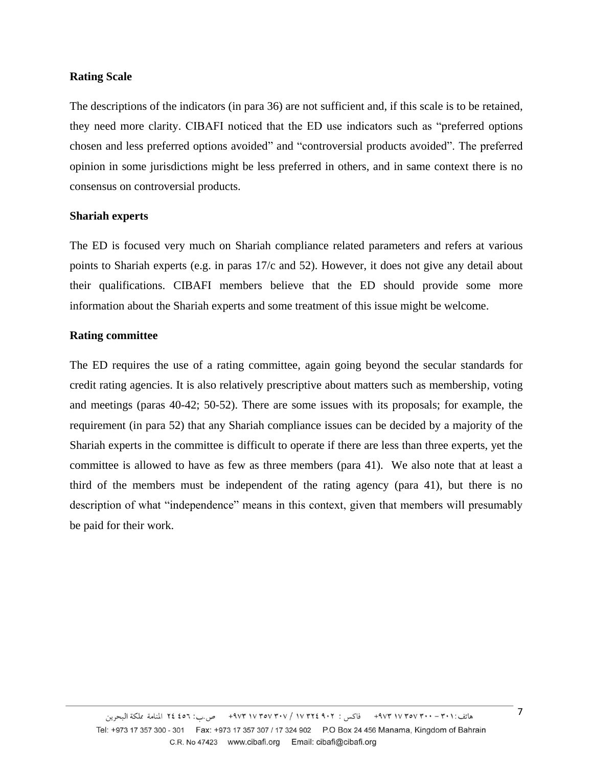**Rating Scale**

The descriptions of the indicators (in para 36) are not sufficient and, if this scale is to be retained, they need more clarity. CIBAFI noticed that the ED use indicators such as "preferred options chosen and less preferred options avoided" and "controversial products avoided". The preferred opinion in some jurisdictions might be less preferred in others, and in same context there is no consensus on controversial products.

**Shariah experts**

The ED is focused very much on Shariah compliance related parameters and refers at various points to Shariah experts (e.g. in paras 17/c and 52). However, it does not give any detail about their qualifications. CIBAFI members believe that the ED should provide some more information about the Shariah experts and some treatment of this issue might be welcome.

**Rating committee**

The ED requires the use of a rating committee, again going beyond the secular standards for credit rating agencies. It is also relatively prescriptive about matters such as membership, voting and meetings (paras 40-42; 50-52). There are some issues with its proposals; for example, the requirement (in para 52) that any Shariah compliance issues can be decided by a majority of the Shariah experts in the committee is difficult to operate if there are less than three experts, yet the committee is allowed to have as few as three members (para 41). We also note that at least a third of the members must be independent of the rating agency (para 41), but there is no description of what "independence" means in this context, given that members will presumably be paid for their work.